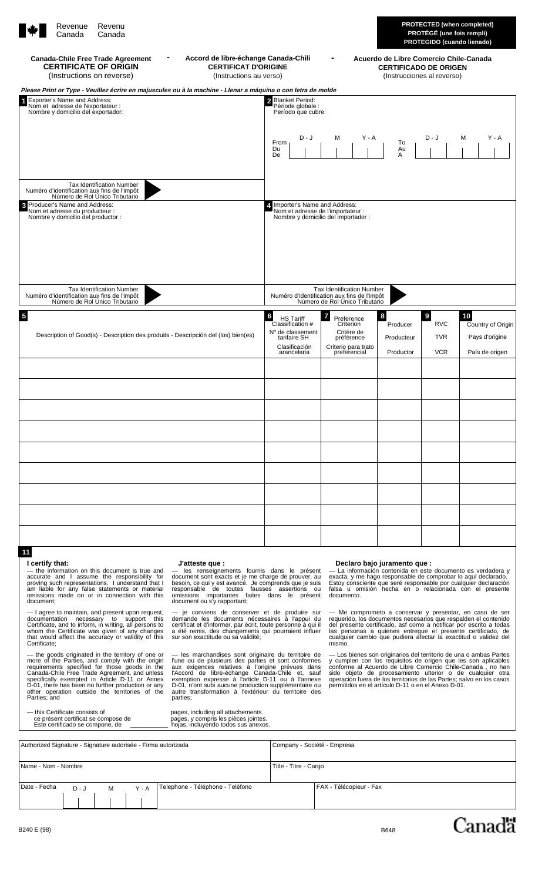Revenue Canada / Revenu Canada

**PROTECTED (when completed)**
**PROTÉGÉ (une fois rempli)**
**PROTEGIDO (cuando llenado)**

**Canada-Chile Free Trade Agreement - Accord de libre-échange Canada-Chili - Acuerdo de Libre Comercio Chile-Canada**

**CERTIFICATE OF ORIGIN** (Instructions on reverse) - **CERTIFICAT D'ORIGINE** (Instructions au verso) - **CERTIFICADO DE ORIGEN** (Instrucciones al reverso)

*Please Print or Type - Veuillez écrire en majuscules ou à la machine - Llenar a máquina o con letra de molde*

| | |
|---|---|
| **1** Exporter's Name and Address: / Nom et adresse de l'exportateur : / Nombre y domicilio del exportador: | **2** Blanket Period: / Période globale : / Período que cubre: |
| | From / Du / De: D - J / M / Y - A &nbsp;&nbsp;&nbsp; To / Au / A: D - J / M / Y - A |
| Tax Identification Number / Numéro d'identification aux fins de l'impôt / Número de Rol Único Tributario | |
| **3** Producer's Name and Address: / Nom et adresse du producteur : / Nombre y domicilio del productor : | **4** Importer's Name and Address: / Nom et adresse de l'importateur : / Nombre y domicilio del importador : |
| Tax Identification Number / Numéro d'identification aux fins de l'impôt / Número de Rol Único Tributario | Tax Identification Number / Numéro d'identification aux fins de l'impôt / Número de Rol Único Tributario |

| **5** Description of Good(s) - Description des produits - Descripción del (los) bien(es) | **6** HS Tariff Classification # / N° de classement tarifaire SH / Clasificación arancelaria | **7** Preference Criterion / Critère de préférence / Criterio para trato preferencial | **8** Producer / Producteur / Productor | **9** RVC / TVR / VCR | **10** Country of Origin / Pays d'origine / País de origen |
|---|---|---|---|---|---|
| | | | | | |
| | | | | | |
| | | | | | |
| | | | | | |
| | | | | | |
| | | | | | |
| | | | | | |
| | | | | | |
| | | | | | |

**11**

**I certify that:**

— the information on this document is true and accurate and I assume the responsibility for proving such representations. I understand that I am liable for any false statements or material omissions made on or in connection with this document;

— I agree to maintain, and present upon request, documentation necessary to support this Certificate, and to inform, in writing, all persons to whom the Certificate was given of any changes that would affect the accuracy or validity of this Certificate;

— the goods originated in the territory of one or more of the Parties, and comply with the origin requirements specified for those goods in the Canada-Chile Free Trade Agreement, and unless specifically exempted in Article D-11 or Annex D-01, there has been no further production or any other operation outside the territories of the Parties; and

— this Certificate consists of ________ pages, including all attachements.

**J'atteste que :**

— les renseignements fournis dans le présent document sont exacts et je me charge de prouver, au besoin, ce qui y est avancé. Je comprends que je suis responsable de toutes fausses assertions ou omissions importantes faites dans le présent document ou s'y rapportant;

— je conviens de conserver et de produire sur demande les documents nécessaires à l'appui du certificat et d'informer, par écrit, toute personne à qui il a été remis, des changements qui pourraient influer sur son exactitude ou sa validité;

— les marchandises sont originaire du territoire de l'une ou de plusieurs des parties et sont conformes aux exigences relatives à l'origine prévues dans l'Accord de libre-échange Canada-Chili et, sauf exemption expresse à l'article D-11 ou à l'annexe D-01, n'ont subi aucune production supplémentaire ou autre transformation à l'extérieur du territoire des parties;

— ce présent certificat se compose de ________ pages, y compris les pièces jointes.

**Declaro bajo juramento que :**

— La información contenida en este documento es verdadera y exacta, y me hago responsable de comprobar lo aquí declarado. Estoy consciente que seré responsable por cualquier declaración falsa u omisión hecha en o relacionada con el presente documento.

— Me comprometo a conservar y presentar, en caso de ser requerido, los documentos necesarios que respalden el contenido del presente certificado, así como a notificar por escrito a todas las personas a quienes entregue el presente certificado, de cualquier cambio que pudiera afectar la exactitud o validez del mismo.

— Los bienes son originarios del territorio de una o ambas Partes y cumplen con los requisitos de origen que les son aplicables conforme al Acuerdo de Libre Comercio Chile-Canada , no han sido objeto de procesamiento ulterior o de cualquier otra operación fuera de los territorios de las Partes; salvo en los casos permitidos en el artículo D-11 o en el Anexo D-01.

— Este certificado se compone, de ________ hojas, incluyendo todos sus anexos.

| | | |
|---|---|---|
| Authorized Signature - Signature autorisée - Firma autorizada | Company - Société - Empresa | |
| Name - Nom - Nombre | Title - Titre - Cargo | |
| Date - Fecha: D - J / M / Y - A | Telephone - Téléphone - Teléfono | FAX - Télécopieur - Fax |

B240 E (98) &nbsp;&nbsp; B648 &nbsp;&nbsp; Canada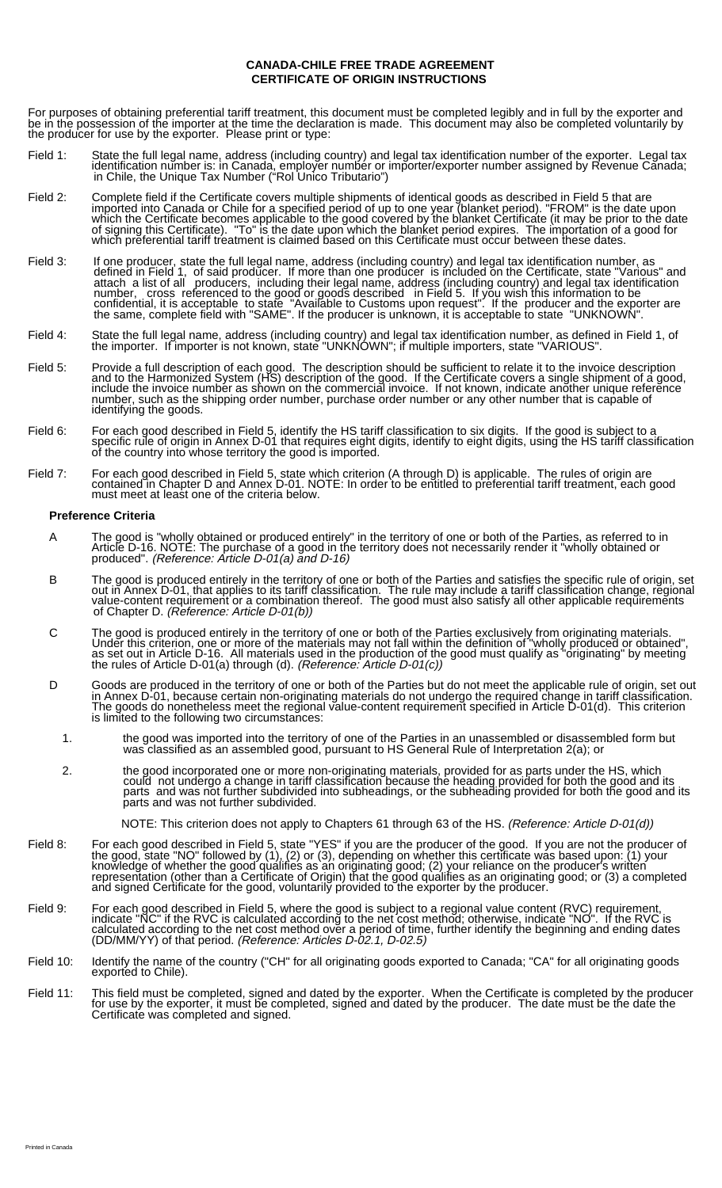# CANADA-CHILE FREE TRADE AGREEMENT
## CERTIFICATE OF ORIGIN INSTRUCTIONS

For purposes of obtaining preferential tariff treatment, this document must be completed legibly and in full by the exporter and be in the possession of the importer at the time the declaration is made. This document may also be completed voluntarily by the producer for use by the exporter. Please print or type:

Field 1: State the full legal name, address (including country) and legal tax identification number of the exporter. Legal tax identification number is: in Canada, employer number or importer/exporter number assigned by Revenue Canada; in Chile, the Unique Tax Number ("Rol Unico Tributario")

Field 2: Complete field if the Certificate covers multiple shipments of identical goods as described in Field 5 that are imported into Canada or Chile for a specified period of up to one year (blanket period). "FROM" is the date upon which the Certificate becomes applicable to the good covered by the blanket Certificate (it may be prior to the date of signing this Certificate). "To" is the date upon which the blanket period expires. The importation of a good for which preferential tariff treatment is claimed based on this Certificate must occur between these dates.

Field 3: If one producer, state the full legal name, address (including country) and legal tax identification number, as defined in Field 1, of said producer. If more than one producer is included on the Certificate, state "Various" and attach a list of all producers, including their legal name, address (including country) and legal tax identification number, cross referenced to the good or goods described in Field 5. If you wish this information to be confidential, it is acceptable to state "Available to Customs upon request". If the producer and the exporter are the same, complete field with "SAME". If the producer is unknown, it is acceptable to state "UNKNOWN".

Field 4: State the full legal name, address (including country) and legal tax identification number, as defined in Field 1, of the importer. If importer is not known, state "UNKNOWN"; if multiple importers, state "VARIOUS".

Field 5: Provide a full description of each good. The description should be sufficient to relate it to the invoice description and to the Harmonized System (HS) description of the good. If the Certificate covers a single shipment of a good, include the invoice number as shown on the commercial invoice. If not known, indicate another unique reference number, such as the shipping order number, purchase order number or any other number that is capable of identifying the goods.

Field 6: For each good described in Field 5, identify the HS tariff classification to six digits. If the good is subject to a specific rule of origin in Annex D-01 that requires eight digits, identify to eight digits, using the HS tariff classification of the country into whose territory the good is imported.

Field 7: For each good described in Field 5, state which criterion (A through D) is applicable. The rules of origin are contained in Chapter D and Annex D-01. NOTE: In order to be entitled to preferential tariff treatment, each good must meet at least one of the criteria below.

### Preference Criteria

A The good is "wholly obtained or produced entirely" in the territory of one or both of the Parties, as referred to in Article D-16. NOTE: The purchase of a good in the territory does not necessarily render it "wholly obtained or produced". *(Reference: Article D-01(a) and D-16)*

B The good is produced entirely in the territory of one or both of the Parties and satisfies the specific rule of origin, set out in Annex D-01, that applies to its tariff classification. The rule may include a tariff classification change, regional value-content requirement or a combination thereof. The good must also satisfy all other applicable requirements of Chapter D. *(Reference: Article D-01(b))*

C The good is produced entirely in the territory of one or both of the Parties exclusively from originating materials. Under this criterion, one or more of the materials may not fall within the definition of "wholly produced or obtained", as set out in Article D-16. All materials used in the production of the good must qualify as "originating" by meeting the rules of Article D-01(a) through (d). *(Reference: Article D-01(c))*

D Goods are produced in the territory of one or both of the Parties but do not meet the applicable rule of origin, set out in Annex D-01, because certain non-originating materials do not undergo the required change in tariff classification. The goods do nonetheless meet the regional value-content requirement specified in Article D-01(d). This criterion is limited to the following two circumstances:

1. the good was imported into the territory of one of the Parties in an unassembled or disassembled form but was classified as an assembled good, pursuant to HS General Rule of Interpretation 2(a); or

2. the good incorporated one or more non-originating materials, provided for as parts under the HS, which could not undergo a change in tariff classification because the heading provided for both the good and its parts and was not further subdivided into subheadings, or the subheading provided for both the good and its parts and was not further subdivided.

NOTE: This criterion does not apply to Chapters 61 through 63 of the HS. *(Reference: Article D-01(d))*

Field 8: For each good described in Field 5, state "YES" if you are the producer of the good. If you are not the producer of the good, state "NO" followed by (1), (2) or (3), depending on whether this certificate was based upon: (1) your knowledge of whether the good qualifies as an originating good; (2) your reliance on the producer's written representation (other than a Certificate of Origin) that the good qualifies as an originating good; or (3) a completed and signed Certificate for the good, voluntarily provided to the exporter by the producer.

Field 9: For each good described in Field 5, where the good is subject to a regional value content (RVC) requirement, indicate "NC" if the RVC is calculated according to the net cost method; otherwise, indicate "NO". If the RVC is calculated according to the net cost method over a period of time, further identify the beginning and ending dates (DD/MM/YY) of that period. *(Reference: Articles D-02.1, D-02.5)*

Field 10: Identify the name of the country ("CH" for all originating goods exported to Canada; "CA" for all originating goods exported to Chile).

Field 11: This field must be completed, signed and dated by the exporter. When the Certificate is completed by the producer for use by the exporter, it must be completed, signed and dated by the producer. The date must be the date the Certificate was completed and signed.

Printed in Canada